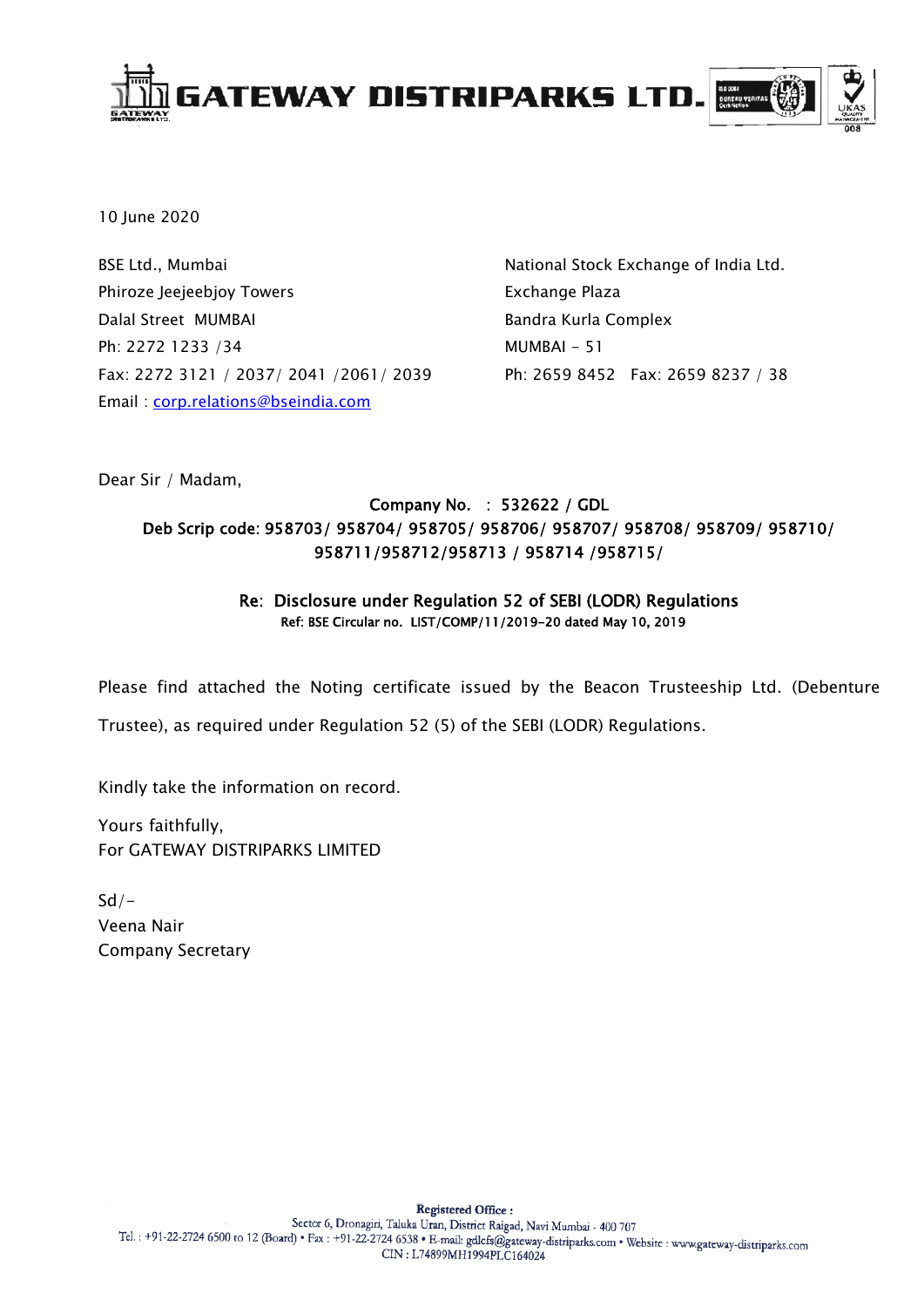# GATEWAY DISTRIPARKS LTD.

10 June 2020

BSE Ltd., Mumbai
Phiroze Jeejeebjoy Towers
Dalal Street MUMBAI
Ph: 2272 1233 /34
Fax: 2272 3121 / 2037/ 2041 /2061/ 2039
Email : corp.relations@bseindia.com

National Stock Exchange of India Ltd.
Exchange Plaza
Bandra Kurla Complex
MUMBAI - 51
Ph: 2659 8452 Fax: 2659 8237 / 38

Dear Sir / Madam,

**Company No. : 532622 / GDL**
**Deb Scrip code: 958703/ 958704/ 958705/ 958706/ 958707/ 958708/ 958709/ 958710/ 958711/958712/958713 / 958714 /958715/**

**Re: Disclosure under Regulation 52 of SEBI (LODR) Regulations**
**Ref: BSE Circular no. LIST/COMP/11/2019-20 dated May 10, 2019**

Please find attached the Noting certificate issued by the Beacon Trusteeship Ltd. (Debenture Trustee), as required under Regulation 52 (5) of the SEBI (LODR) Regulations.

Kindly take the information on record.

Yours faithfully,
For GATEWAY DISTRIPARKS LIMITED

Sd/-
Veena Nair
Company Secretary

**Registered Office :**
Sector 6, Dronagiri, Taluka Uran, District Raigad, Navi Mumbai - 400 707
Tel. : +91-22-2724 6500 to 12 (Board) • Fax : +91-22-2724 6538 • E-mail: gdlcfs@gateway-distriparks.com • Website : www.gateway-distriparks.com
CIN : L74899MH1994PLC164024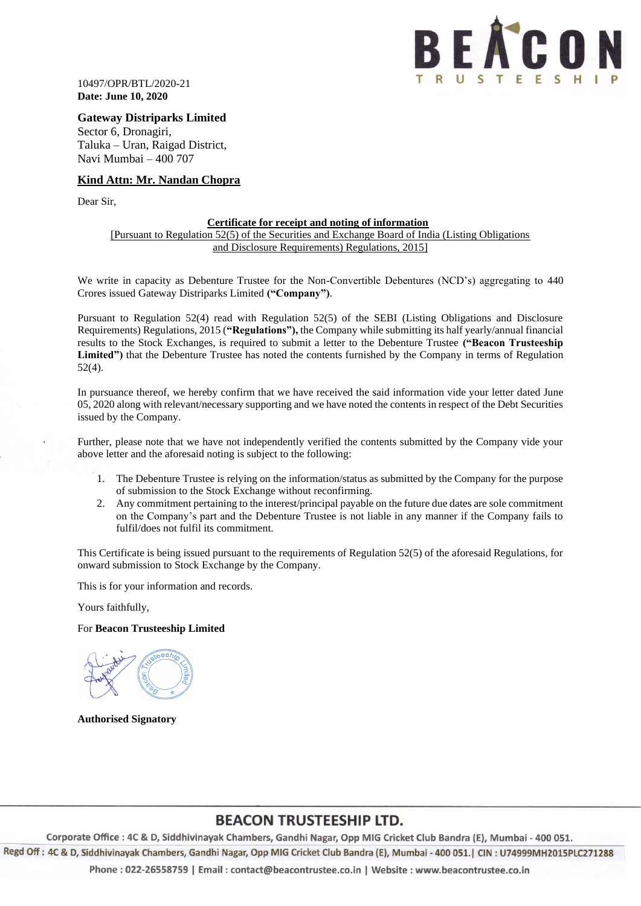BEACON TRUSTEESHIP

10497/OPR/BTL/2020-21
**Date: June 10, 2020**

**Gateway Distriparks Limited**
Sector 6, Dronagiri,
Taluka – Uran, Raigad District,
Navi Mumbai – 400 707

**Kind Attn: Mr. Nandan Chopra**

Dear Sir,

**Certificate for receipt and noting of information**
[Pursuant to Regulation 52(5) of the Securities and Exchange Board of India (Listing Obligations and Disclosure Requirements) Regulations, 2015]

We write in capacity as Debenture Trustee for the Non-Convertible Debentures (NCD's) aggregating to 440 Crores issued Gateway Distriparks Limited **("Company")**.

Pursuant to Regulation 52(4) read with Regulation 52(5) of the SEBI (Listing Obligations and Disclosure Requirements) Regulations, 2015 (**"Regulations"),** the Company while submitting its half yearly/annual financial results to the Stock Exchanges, is required to submit a letter to the Debenture Trustee **("Beacon Trusteeship Limited")** that the Debenture Trustee has noted the contents furnished by the Company in terms of Regulation 52(4).

In pursuance thereof, we hereby confirm that we have received the said information vide your letter dated June 05, 2020 along with relevant/necessary supporting and we have noted the contents in respect of the Debt Securities issued by the Company.

Further, please note that we have not independently verified the contents submitted by the Company vide your above letter and the aforesaid noting is subject to the following:

1. The Debenture Trustee is relying on the information/status as submitted by the Company for the purpose of submission to the Stock Exchange without reconfirming.
2. Any commitment pertaining to the interest/principal payable on the future due dates are sole commitment on the Company's part and the Debenture Trustee is not liable in any manner if the Company fails to fulfil/does not fulfil its commitment.

This Certificate is being issued pursuant to the requirements of Regulation 52(5) of the aforesaid Regulations, for onward submission to Stock Exchange by the Company.

This is for your information and records.

Yours faithfully,

For **Beacon Trusteeship Limited**

**Authorised Signatory**

**BEACON TRUSTEESHIP LTD.**
Corporate Office : 4C & D, Siddhivinayak Chambers, Gandhi Nagar, Opp MIG Cricket Club Bandra (E), Mumbai - 400 051.
Regd Off : 4C & D, Siddhivinayak Chambers, Gandhi Nagar, Opp MIG Cricket Club Bandra (E), Mumbai - 400 051.| CIN : U74999MH2015PLC271288
Phone : 022-26558759 | Email : contact@beacontrustee.co.in | Website : www.beacontrustee.co.in